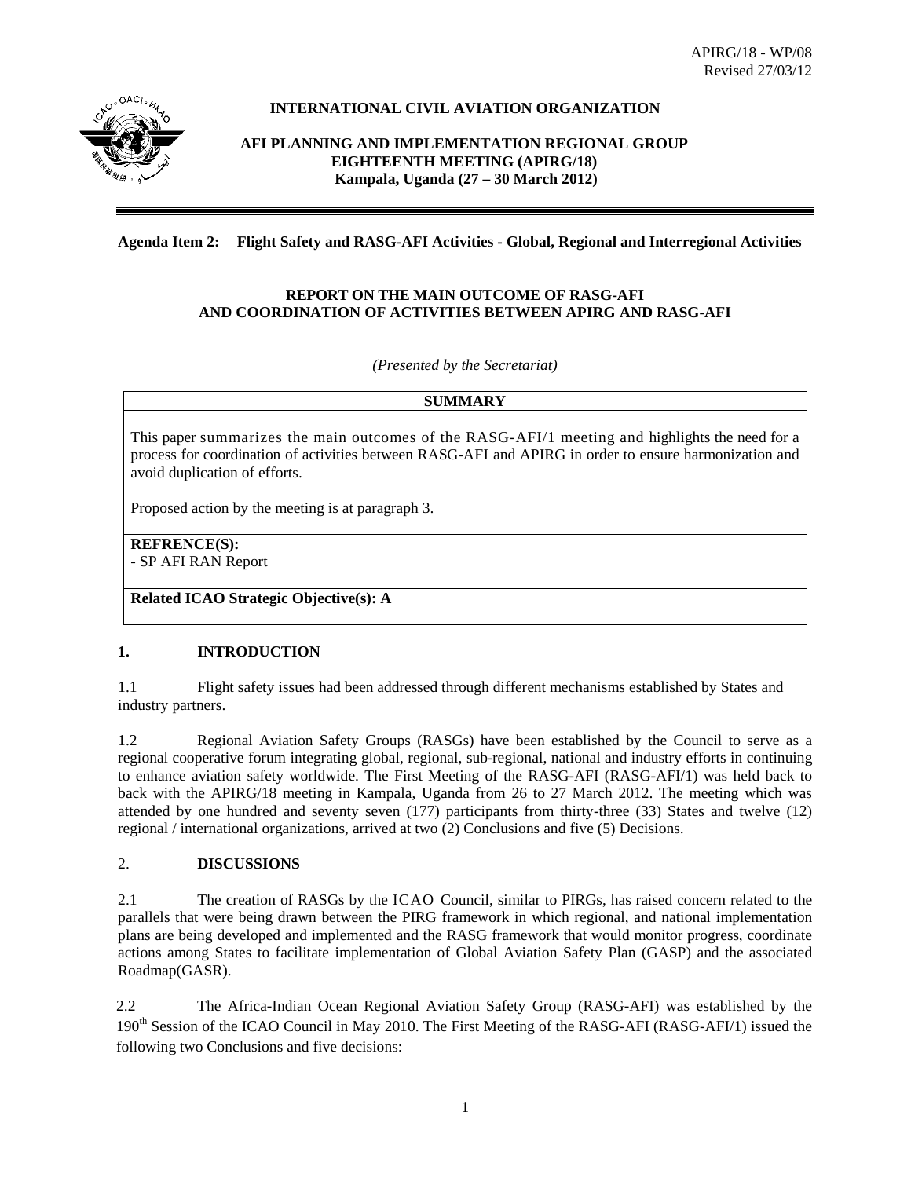APIRG/18 - WP/08
Revised 27/03/12

**INTERNATIONAL CIVIL AVIATION ORGANIZATION**

**AFI PLANNING AND IMPLEMENTATION REGIONAL GROUP**
**EIGHTEENTH MEETING (APIRG/18)**
**Kampala, Uganda (27 – 30 March 2012)**

**Agenda Item 2: Flight Safety and RASG-AFI Activities - Global, Regional and Interregional Activities**

**REPORT ON THE MAIN OUTCOME OF RASG-AFI AND COORDINATION OF ACTIVITIES BETWEEN APIRG AND RASG-AFI**

*(Presented by the Secretariat)*

| **SUMMARY** |
|---|
| This paper summarizes the main outcomes of the RASG-AFI/1 meeting and highlights the need for a process for coordination of activities between RASG-AFI and APIRG in order to ensure harmonization and avoid duplication of efforts.<br><br>Proposed action by the meeting is at paragraph 3. |
| **REFRENCE(S):**<br>- SP AFI RAN Report |
| **Related ICAO Strategic Objective(s): A** |

## 1. INTRODUCTION

1.1 Flight safety issues had been addressed through different mechanisms established by States and industry partners.

1.2 Regional Aviation Safety Groups (RASGs) have been established by the Council to serve as a regional cooperative forum integrating global, regional, sub-regional, national and industry efforts in continuing to enhance aviation safety worldwide. The First Meeting of the RASG-AFI (RASG-AFI/1) was held back to back with the APIRG/18 meeting in Kampala, Uganda from 26 to 27 March 2012. The meeting which was attended by one hundred and seventy seven (177) participants from thirty-three (33) States and twelve (12) regional / international organizations, arrived at two (2) Conclusions and five (5) Decisions.

## 2. DISCUSSIONS

2.1 The creation of RASGs by the ICAO Council, similar to PIRGs, has raised concern related to the parallels that were being drawn between the PIRG framework in which regional, and national implementation plans are being developed and implemented and the RASG framework that would monitor progress, coordinate actions among States to facilitate implementation of Global Aviation Safety Plan (GASP) and the associated Roadmap(GASR).

2.2 The Africa-Indian Ocean Regional Aviation Safety Group (RASG-AFI) was established by the 190th Session of the ICAO Council in May 2010. The First Meeting of the RASG-AFI (RASG-AFI/1) issued the following two Conclusions and five decisions: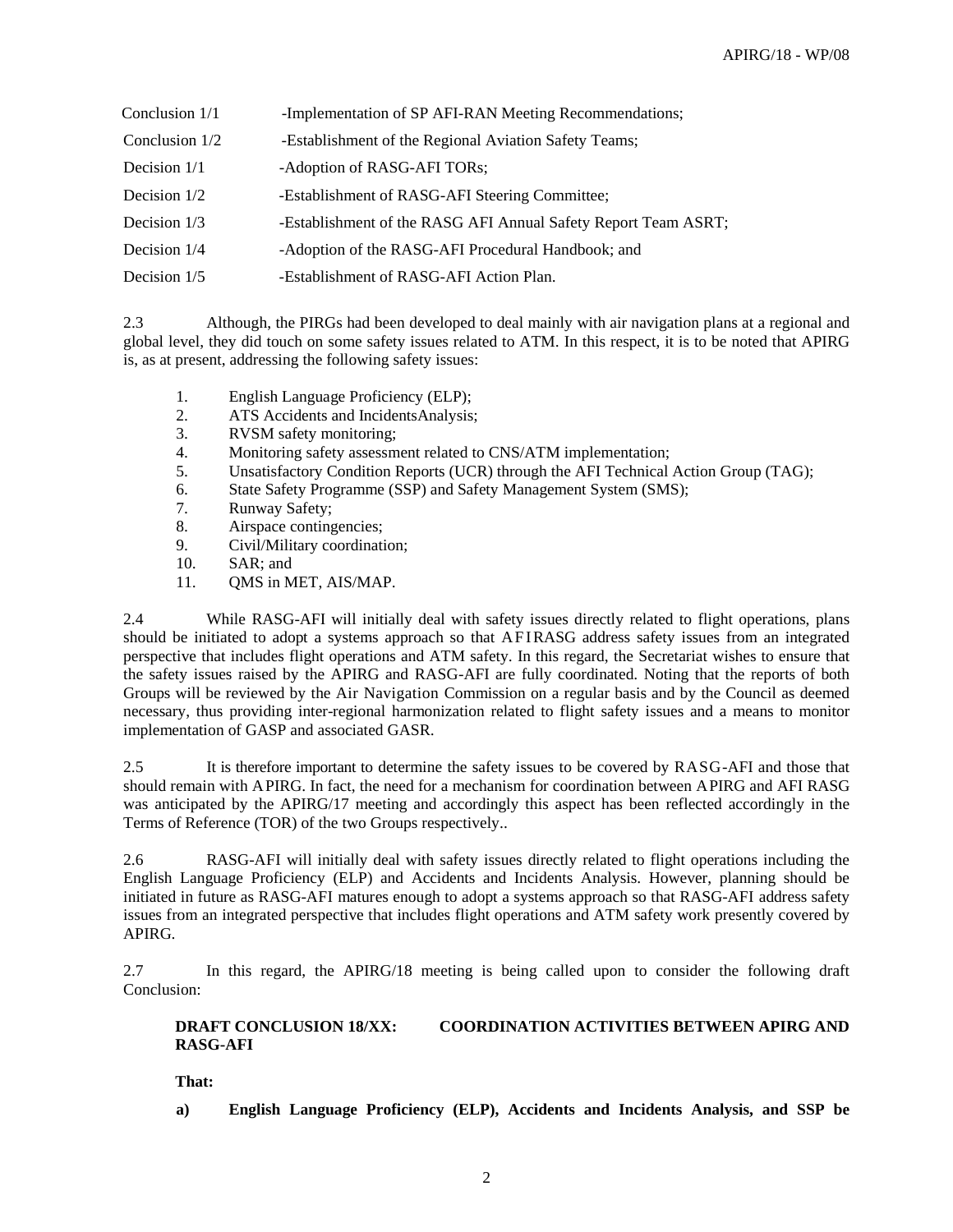| | |
|---|---|
| Conclusion 1/1 | -Implementation of SP AFI-RAN Meeting Recommendations; |
| Conclusion 1/2 | -Establishment of the Regional Aviation Safety Teams; |
| Decision 1/1 | -Adoption of RASG-AFI TORs; |
| Decision 1/2 | -Establishment of RASG-AFI Steering Committee; |
| Decision 1/3 | -Establishment of the RASG AFI Annual Safety Report Team ASRT; |
| Decision 1/4 | -Adoption of the RASG-AFI Procedural Handbook; and |
| Decision 1/5 | -Establishment of RASG-AFI Action Plan. |

2.3 Although, the PIRGs had been developed to deal mainly with air navigation plans at a regional and global level, they did touch on some safety issues related to ATM. In this respect, it is to be noted that APIRG is, as at present, addressing the following safety issues:

1. English Language Proficiency (ELP);
2. ATS Accidents and IncidentsAnalysis;
3. RVSM safety monitoring;
4. Monitoring safety assessment related to CNS/ATM implementation;
5. Unsatisfactory Condition Reports (UCR) through the AFI Technical Action Group (TAG);
6. State Safety Programme (SSP) and Safety Management System (SMS);
7. Runway Safety;
8. Airspace contingencies;
9. Civil/Military coordination;
10. SAR; and
11. QMS in MET, AIS/MAP.

2.4 While RASG-AFI will initially deal with safety issues directly related to flight operations, plans should be initiated to adopt a systems approach so that AFIRASG address safety issues from an integrated perspective that includes flight operations and ATM safety. In this regard, the Secretariat wishes to ensure that the safety issues raised by the APIRG and RASG-AFI are fully coordinated. Noting that the reports of both Groups will be reviewed by the Air Navigation Commission on a regular basis and by the Council as deemed necessary, thus providing inter-regional harmonization related to flight safety issues and a means to monitor implementation of GASP and associated GASR.

2.5 It is therefore important to determine the safety issues to be covered by RASG-AFI and those that should remain with APIRG. In fact, the need for a mechanism for coordination between APIRG and AFI RASG was anticipated by the APIRG/17 meeting and accordingly this aspect has been reflected accordingly in the Terms of Reference (TOR) of the two Groups respectively..

2.6 RASG-AFI will initially deal with safety issues directly related to flight operations including the English Language Proficiency (ELP) and Accidents and Incidents Analysis. However, planning should be initiated in future as RASG-AFI matures enough to adopt a systems approach so that RASG-AFI address safety issues from an integrated perspective that includes flight operations and ATM safety work presently covered by APIRG.

2.7 In this regard, the APIRG/18 meeting is being called upon to consider the following draft Conclusion:

**DRAFT CONCLUSION 18/XX: COORDINATION ACTIVITIES BETWEEN APIRG AND RASG-AFI**

**That:**

**a) English Language Proficiency (ELP), Accidents and Incidents Analysis, and SSP be**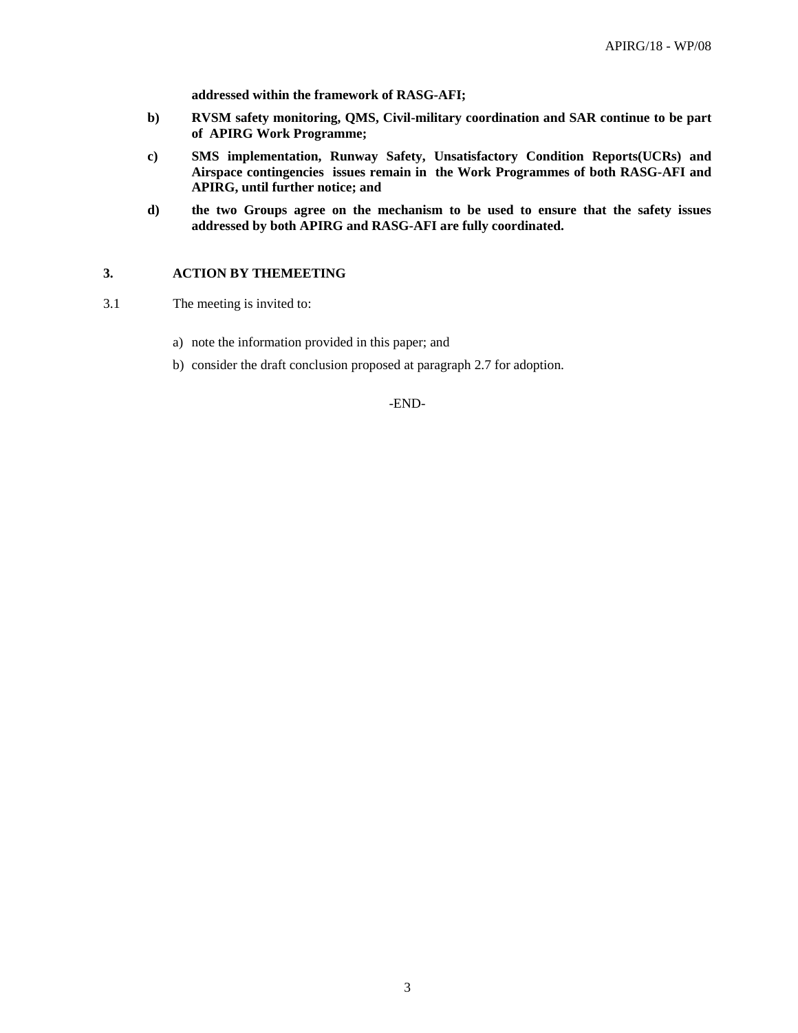**addressed within the framework of RASG-AFI;**

**b)** **RVSM safety monitoring, QMS, Civil-military coordination and SAR continue to be part of APIRG Work Programme;**

**c)** **SMS implementation, Runway Safety, Unsatisfactory Condition Reports(UCRs) and Airspace contingencies issues remain in the Work Programmes of both RASG-AFI and APIRG, until further notice; and**

**d)** **the two Groups agree on the mechanism to be used to ensure that the safety issues addressed by both APIRG and RASG-AFI are fully coordinated.**

## 3. ACTION BY THEMEETING

3.1 The meeting is invited to:

a) note the information provided in this paper; and

b) consider the draft conclusion proposed at paragraph 2.7 for adoption.

-END-